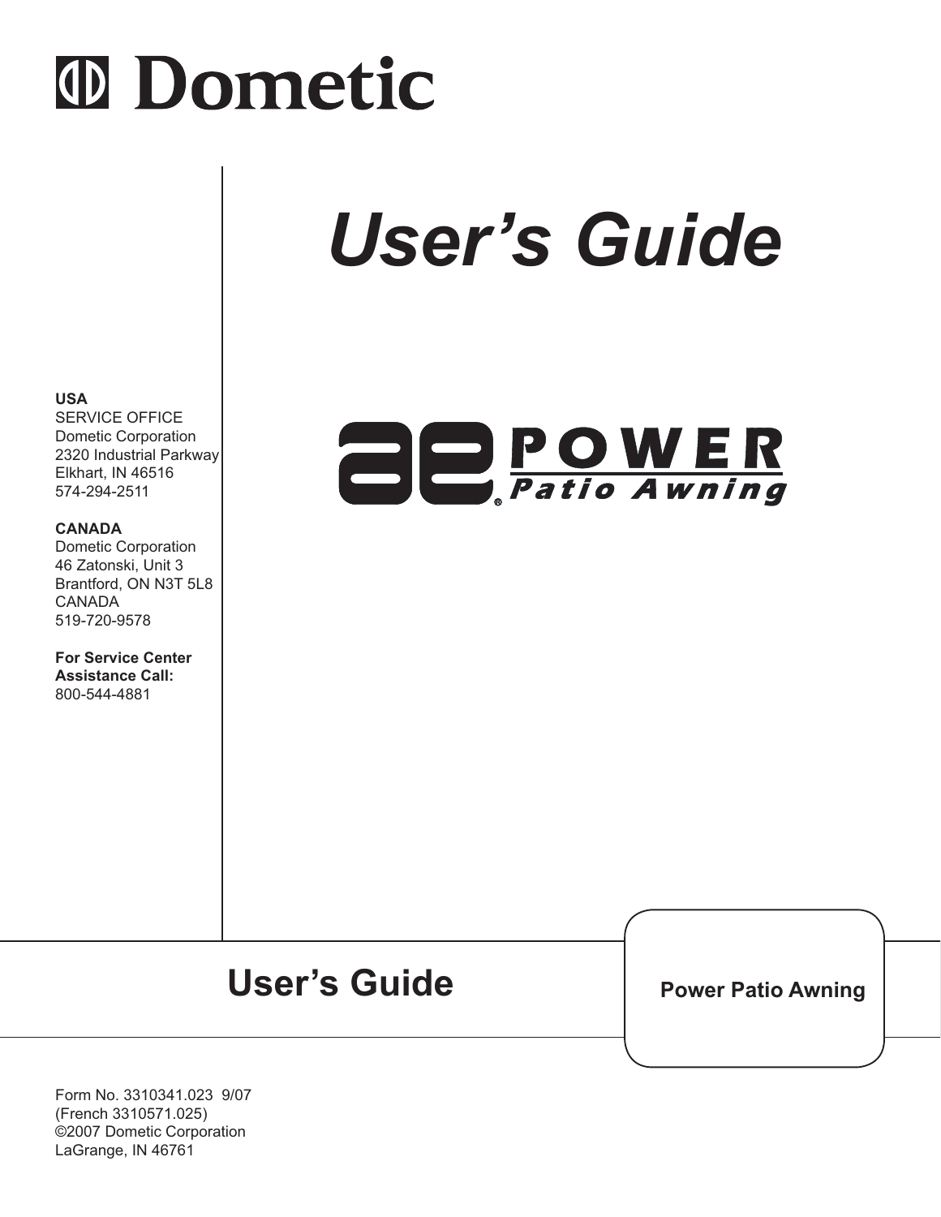# Dometic

# User's Guide

**ae POWER Patio Awning**

**USA**
SERVICE OFFICE
Dometic Corporation
2320 Industrial Parkway
Elkhart, IN 46516
574-294-2511

**CANADA**
Dometic Corporation
46 Zatonski, Unit 3
Brantford, ON N3T 5L8
CANADA
519-720-9578

**For Service Center Assistance Call:**
800-544-4881

## User's Guide

**Power Patio Awning**

Form No. 3310341.023 9/07
(French 3310571.025)
©2007 Dometic Corporation
LaGrange, IN 46761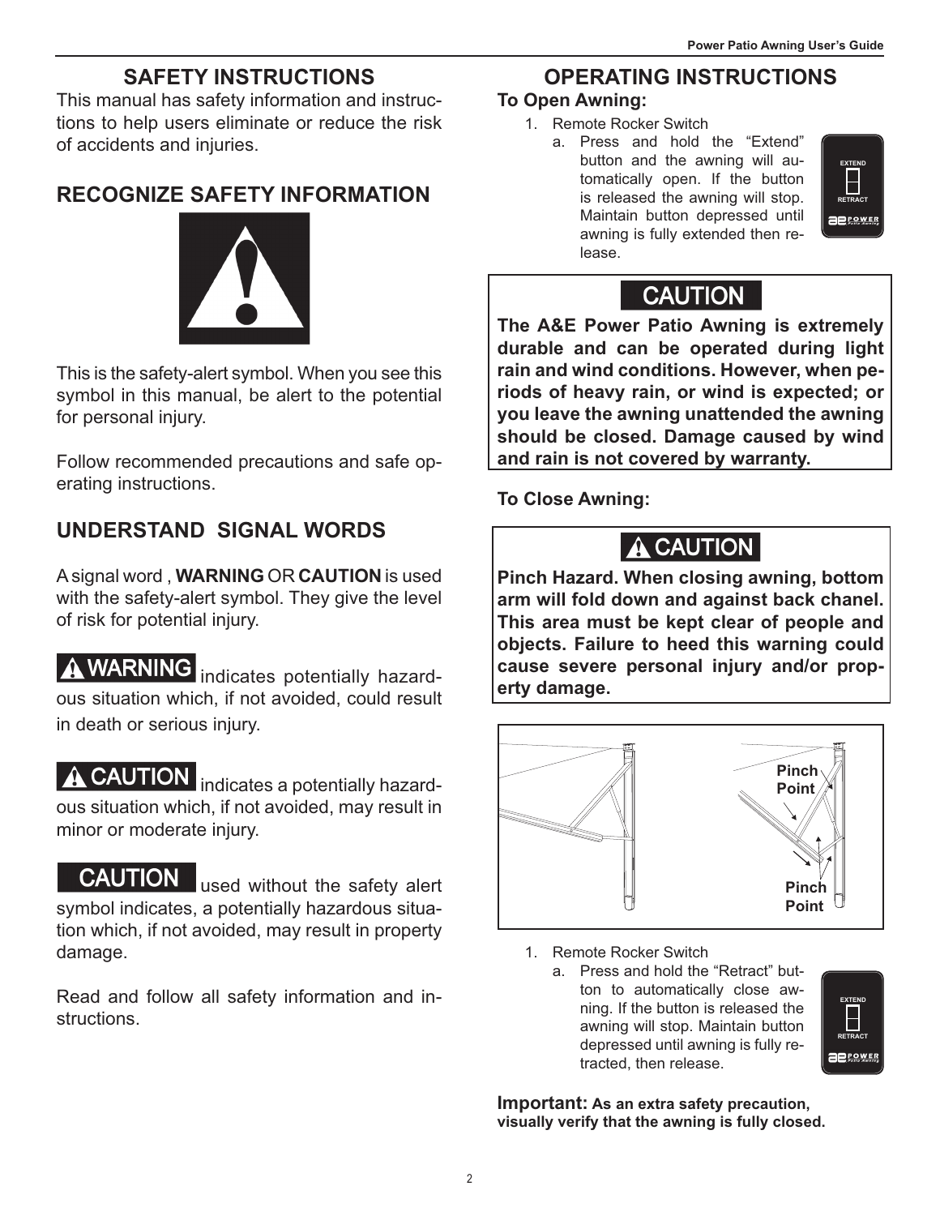# SAFETY INSTRUCTIONS

This manual has safety information and instructions to help users eliminate or reduce the risk of accidents and injuries.

## RECOGNIZE SAFETY INFORMATION

This is the safety-alert symbol. When you see this symbol in this manual, be alert to the potential for personal injury.

Follow recommended precautions and safe operating instructions.

## UNDERSTAND SIGNAL WORDS

A signal word , **WARNING** OR **CAUTION** is used with the safety-alert symbol. They give the level of risk for potential injury.

**⚠ WARNING** indicates potentially hazardous situation which, if not avoided, could result in death or serious injury.

**⚠ CAUTION** indicates a potentially hazardous situation which, if not avoided, may result in minor or moderate injury.

**CAUTION** used without the safety alert symbol indicates, a potentially hazardous situation which, if not avoided, may result in property damage.

Read and follow all safety information and instructions.

# OPERATING INSTRUCTIONS

**To Open Awning:**

1. Remote Rocker Switch
   a. Press and hold the "Extend" button and the awning will automatically open. If the button is released the awning will stop. Maintain button depressed until awning is fully extended then release.

**CAUTION**

**The A&E Power Patio Awning is extremely durable and can be operated during light rain and wind conditions. However, when periods of heavy rain, or wind is expected; or you leave the awning unattended the awning should be closed. Damage caused by wind and rain is not covered by warranty.**

**To Close Awning:**

**⚠ CAUTION**

**Pinch Hazard. When closing awning, bottom arm will fold down and against back chanel. This area must be kept clear of people and objects. Failure to heed this warning could cause severe personal injury and/or property damage.**

1. Remote Rocker Switch
   a. Press and hold the "Retract" button to automatically close awning. If the button is released the awning will stop. Maintain button depressed until awning is fully retracted, then release.

**Important: As an extra safety precaution, visually verify that the awning is fully closed.**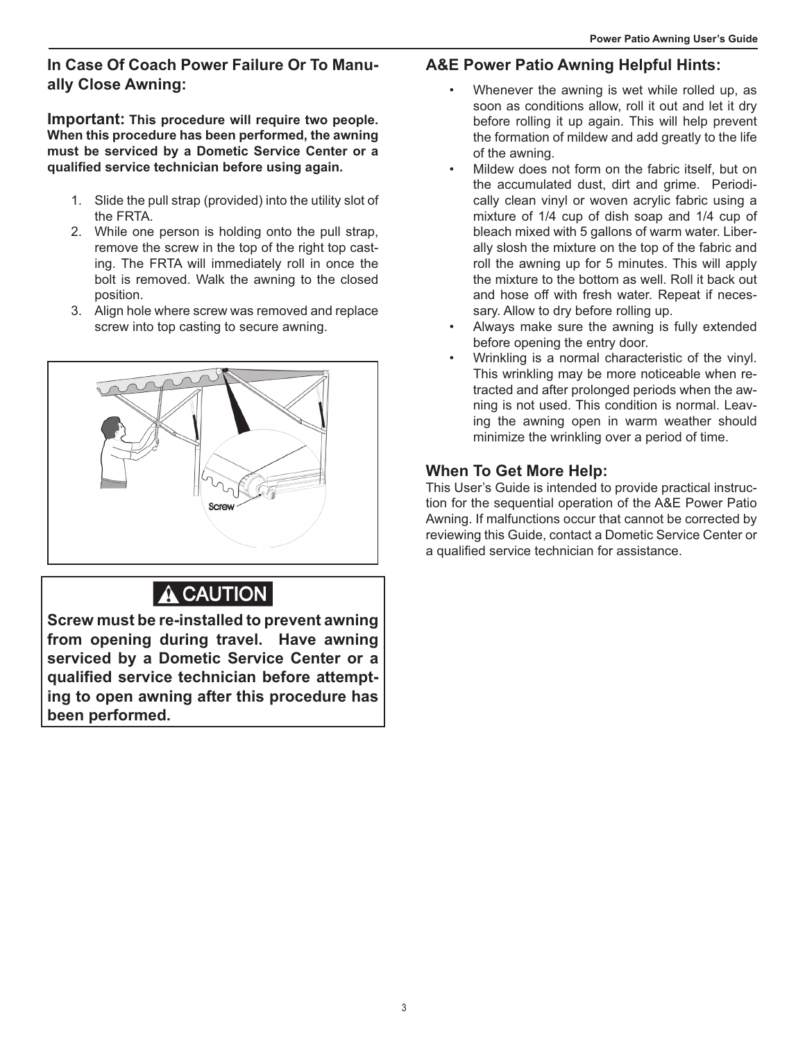## In Case Of Coach Power Failure Or To Manually Close Awning:

**Important: This procedure will require two people. When this procedure has been performed, the awning must be serviced by a Dometic Service Center or a qualified service technician before using again.**

1. Slide the pull strap (provided) into the utility slot of the FRTA.
2. While one person is holding onto the pull strap, remove the screw in the top of the right top casting. The FRTA will immediately roll in once the bolt is removed. Walk the awning to the closed position.
3. Align hole where screw was removed and replace screw into top casting to secure awning.

**⚠ CAUTION**

**Screw must be re-installed to prevent awning from opening during travel. Have awning serviced by a Dometic Service Center or a qualified service technician before attempting to open awning after this procedure has been performed.**

## A&E Power Patio Awning Helpful Hints:

- Whenever the awning is wet while rolled up, as soon as conditions allow, roll it out and let it dry before rolling it up again. This will help prevent the formation of mildew and add greatly to the life of the awning.
- Mildew does not form on the fabric itself, but on the accumulated dust, dirt and grime. Periodically clean vinyl or woven acrylic fabric using a mixture of 1/4 cup of dish soap and 1/4 cup of bleach mixed with 5 gallons of warm water. Liberally slosh the mixture on the top of the fabric and roll the awning up for 5 minutes. This will apply the mixture to the bottom as well. Roll it back out and hose off with fresh water. Repeat if necessary. Allow to dry before rolling up.
- Always make sure the awning is fully extended before opening the entry door.
- Wrinkling is a normal characteristic of the vinyl. This wrinkling may be more noticeable when retracted and after prolonged periods when the awning is not used. This condition is normal. Leaving the awning open in warm weather should minimize the wrinkling over a period of time.

## When To Get More Help:

This User's Guide is intended to provide practical instruction for the sequential operation of the A&E Power Patio Awning. If malfunctions occur that cannot be corrected by reviewing this Guide, contact a Dometic Service Center or a qualified service technician for assistance.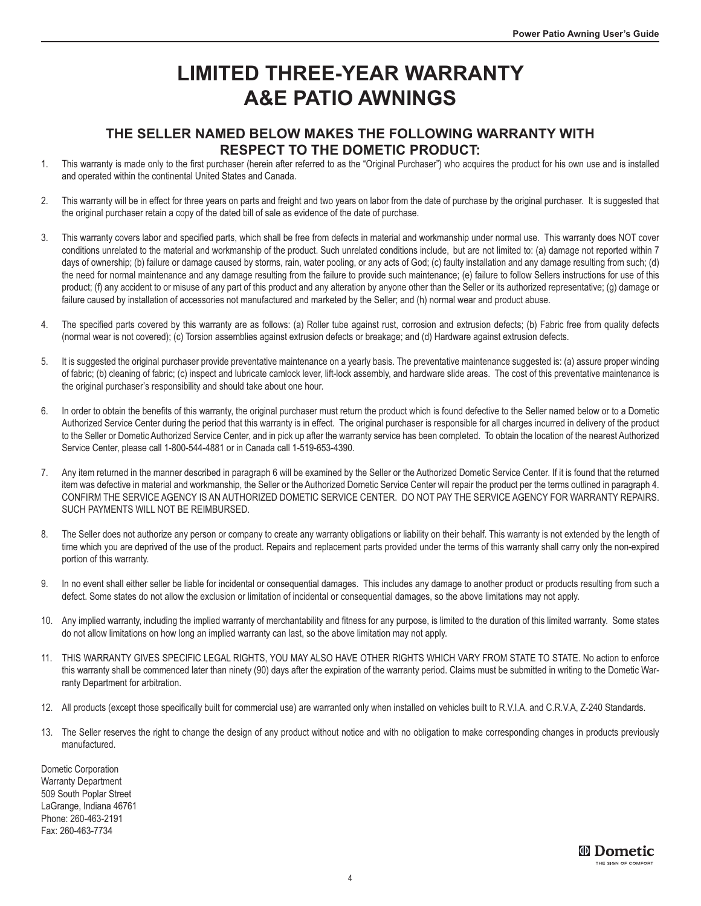# LIMITED THREE-YEAR WARRANTY
# A&E PATIO AWNINGS

### THE SELLER NAMED BELOW MAKES THE FOLLOWING WARRANTY WITH RESPECT TO THE DOMETIC PRODUCT:

1. This warranty is made only to the first purchaser (herein after referred to as the "Original Purchaser") who acquires the product for his own use and is installed and operated within the continental United States and Canada.

2. This warranty will be in effect for three years on parts and freight and two years on labor from the date of purchase by the original purchaser. It is suggested that the original purchaser retain a copy of the dated bill of sale as evidence of the date of purchase.

3. This warranty covers labor and specified parts, which shall be free from defects in material and workmanship under normal use. This warranty does NOT cover conditions unrelated to the material and workmanship of the product. Such unrelated conditions include, but are not limited to: (a) damage not reported within 7 days of ownership; (b) failure or damage caused by storms, rain, water pooling, or any acts of God; (c) faulty installation and any damage resulting from such; (d) the need for normal maintenance and any damage resulting from the failure to provide such maintenance; (e) failure to follow Sellers instructions for use of this product; (f) any accident to or misuse of any part of this product and any alteration by anyone other than the Seller or its authorized representative; (g) damage or failure caused by installation of accessories not manufactured and marketed by the Seller; and (h) normal wear and product abuse.

4. The specified parts covered by this warranty are as follows: (a) Roller tube against rust, corrosion and extrusion defects; (b) Fabric free from quality defects (normal wear is not covered); (c) Torsion assemblies against extrusion defects or breakage; and (d) Hardware against extrusion defects.

5. It is suggested the original purchaser provide preventative maintenance on a yearly basis. The preventative maintenance suggested is: (a) assure proper winding of fabric; (b) cleaning of fabric; (c) inspect and lubricate camlock lever, lift-lock assembly, and hardware slide areas. The cost of this preventative maintenance is the original purchaser's responsibility and should take about one hour.

6. In order to obtain the benefits of this warranty, the original purchaser must return the product which is found defective to the Seller named below or to a Dometic Authorized Service Center during the period that this warranty is in effect. The original purchaser is responsible for all charges incurred in delivery of the product to the Seller or Dometic Authorized Service Center, and in pick up after the warranty service has been completed. To obtain the location of the nearest Authorized Service Center, please call 1-800-544-4881 or in Canada call 1-519-653-4390.

7. Any item returned in the manner described in paragraph 6 will be examined by the Seller or the Authorized Dometic Service Center. If it is found that the returned item was defective in material and workmanship, the Seller or the Authorized Dometic Service Center will repair the product per the terms outlined in paragraph 4. CONFIRM THE SERVICE AGENCY IS AN AUTHORIZED DOMETIC SERVICE CENTER. DO NOT PAY THE SERVICE AGENCY FOR WARRANTY REPAIRS. SUCH PAYMENTS WILL NOT BE REIMBURSED.

8. The Seller does not authorize any person or company to create any warranty obligations or liability on their behalf. This warranty is not extended by the length of time which you are deprived of the use of the product. Repairs and replacement parts provided under the terms of this warranty shall carry only the non-expired portion of this warranty.

9. In no event shall either seller be liable for incidental or consequential damages. This includes any damage to another product or products resulting from such a defect. Some states do not allow the exclusion or limitation of incidental or consequential damages, so the above limitations may not apply.

10. Any implied warranty, including the implied warranty of merchantability and fitness for any purpose, is limited to the duration of this limited warranty. Some states do not allow limitations on how long an implied warranty can last, so the above limitation may not apply.

11. THIS WARRANTY GIVES SPECIFIC LEGAL RIGHTS, YOU MAY ALSO HAVE OTHER RIGHTS WHICH VARY FROM STATE TO STATE. No action to enforce this warranty shall be commenced later than ninety (90) days after the expiration of the warranty period. Claims must be submitted in writing to the Dometic Warranty Department for arbitration.

12. All products (except those specifically built for commercial use) are warranted only when installed on vehicles built to R.V.I.A. and C.R.V.A, Z-240 Standards.

13. The Seller reserves the right to change the design of any product without notice and with no obligation to make corresponding changes in products previously manufactured.

Dometic Corporation
Warranty Department
509 South Poplar Street
LaGrange, Indiana 46761
Phone: 260-463-2191
Fax: 260-463-7734

Dometic
THE SIGN OF COMFORT